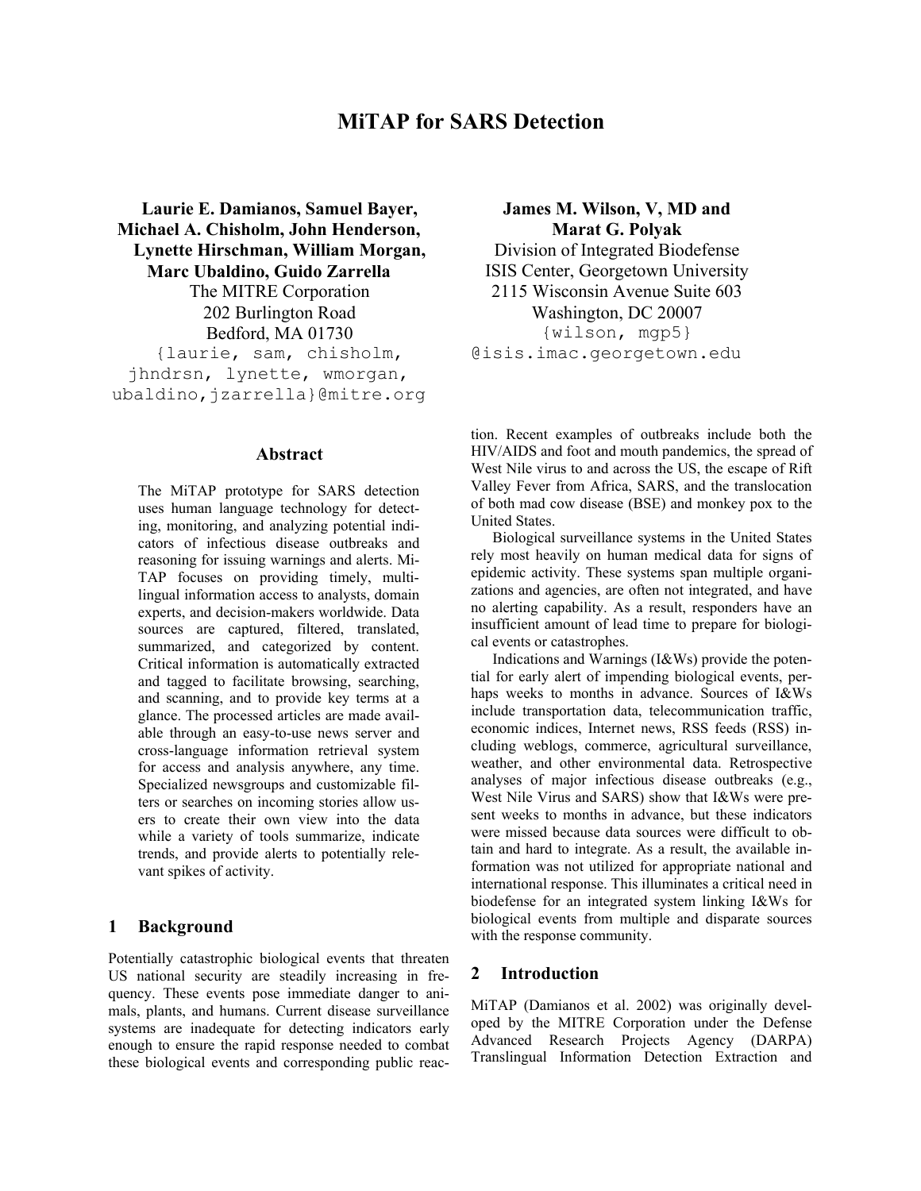# MiTAP for SARS Detection

**Laurie E. Damianos, Samuel Bayer, Michael A. Chisholm, John Henderson, Lynette Hirschman, William Morgan, Marc Ubaldino, Guido Zarrella**
The MITRE Corporation
202 Burlington Road
Bedford, MA 01730
{laurie, sam, chisholm, jhndrsn, lynette, wmorgan, ubaldino,jzarrella}@mitre.org

**James M. Wilson, V, MD and Marat G. Polyak**
Division of Integrated Biodefense
ISIS Center, Georgetown University
2115 Wisconsin Avenue Suite 603
Washington, DC 20007
{wilson, mgp5} @isis.imac.georgetown.edu

## Abstract

The MiTAP prototype for SARS detection uses human language technology for detecting, monitoring, and analyzing potential indicators of infectious disease outbreaks and reasoning for issuing warnings and alerts. MiTAP focuses on providing timely, multilingual information access to analysts, domain experts, and decision-makers worldwide. Data sources are captured, filtered, translated, summarized, and categorized by content. Critical information is automatically extracted and tagged to facilitate browsing, searching, and scanning, and to provide key terms at a glance. The processed articles are made available through an easy-to-use news server and cross-language information retrieval system for access and analysis anywhere, any time. Specialized newsgroups and customizable filters or searches on incoming stories allow users to create their own view into the data while a variety of tools summarize, indicate trends, and provide alerts to potentially relevant spikes of activity.

## 1 Background

Potentially catastrophic biological events that threaten US national security are steadily increasing in frequency. These events pose immediate danger to animals, plants, and humans. Current disease surveillance systems are inadequate for detecting indicators early enough to ensure the rapid response needed to combat these biological events and corresponding public reaction. Recent examples of outbreaks include both the HIV/AIDS and foot and mouth pandemics, the spread of West Nile virus to and across the US, the escape of Rift Valley Fever from Africa, SARS, and the translocation of both mad cow disease (BSE) and monkey pox to the United States.

Biological surveillance systems in the United States rely most heavily on human medical data for signs of epidemic activity. These systems span multiple organizations and agencies, are often not integrated, and have no alerting capability. As a result, responders have an insufficient amount of lead time to prepare for biological events or catastrophes.

Indications and Warnings (I&Ws) provide the potential for early alert of impending biological events, perhaps weeks to months in advance. Sources of I&Ws include transportation data, telecommunication traffic, economic indices, Internet news, RSS feeds (RSS) including weblogs, commerce, agricultural surveillance, weather, and other environmental data. Retrospective analyses of major infectious disease outbreaks (e.g., West Nile Virus and SARS) show that I&Ws were present weeks to months in advance, but these indicators were missed because data sources were difficult to obtain and hard to integrate. As a result, the available information was not utilized for appropriate national and international response. This illuminates a critical need in biodefense for an integrated system linking I&Ws for biological events from multiple and disparate sources with the response community.

## 2 Introduction

MiTAP (Damianos et al. 2002) was originally developed by the MITRE Corporation under the Defense Advanced Research Projects Agency (DARPA) Translingual Information Detection Extraction and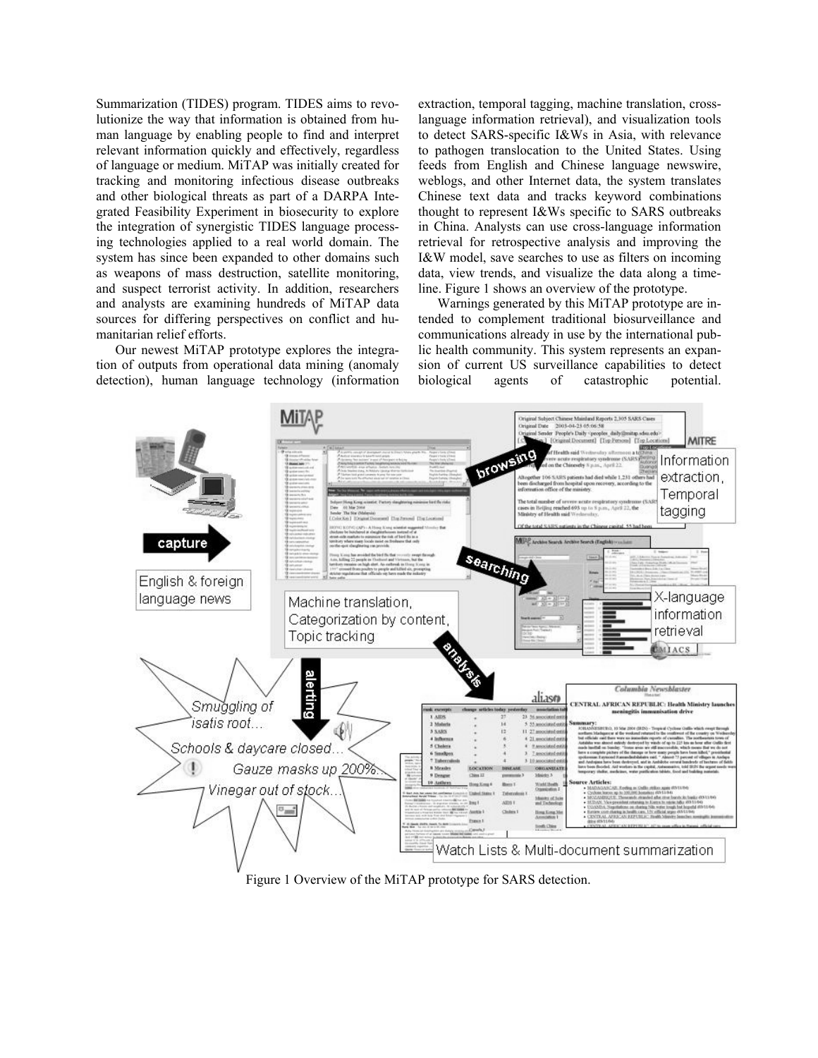Summarization (TIDES) program. TIDES aims to revolutionize the way that information is obtained from human language by enabling people to find and interpret relevant information quickly and effectively, regardless of language or medium. MiTAP was initially created for tracking and monitoring infectious disease outbreaks and other biological threats as part of a DARPA Integrated Feasibility Experiment in biosecurity to explore the integration of synergistic TIDES language processing technologies applied to a real world domain. The system has since been expanded to other domains such as weapons of mass destruction, satellite monitoring, and suspect terrorist activity. In addition, researchers and analysts are examining hundreds of MiTAP data sources for differing perspectives on conflict and humanitarian relief efforts.

Our newest MiTAP prototype explores the integration of outputs from operational data mining (anomaly detection), human language technology (information extraction, temporal tagging, machine translation, cross-language information retrieval), and visualization tools to detect SARS-specific I&Ws in Asia, with relevance to pathogen translocation to the United States. Using feeds from English and Chinese language newswire, weblogs, and other Internet data, the system translates Chinese text data and tracks keyword combinations thought to represent I&Ws specific to SARS outbreaks in China. Analysts can use cross-language information retrieval for retrospective analysis and improving the I&W model, save searches to use as filters on incoming data, view trends, and visualize the data along a timeline. Figure 1 shows an overview of the prototype.

Warnings generated by this MiTAP prototype are intended to complement traditional biosurveillance and communications already in use by the international public health community. This system represents an expansion of current US surveillance capabilities to detect biological agents of catastrophic potential.

Figure 1 Overview of the MiTAP prototype for SARS detection.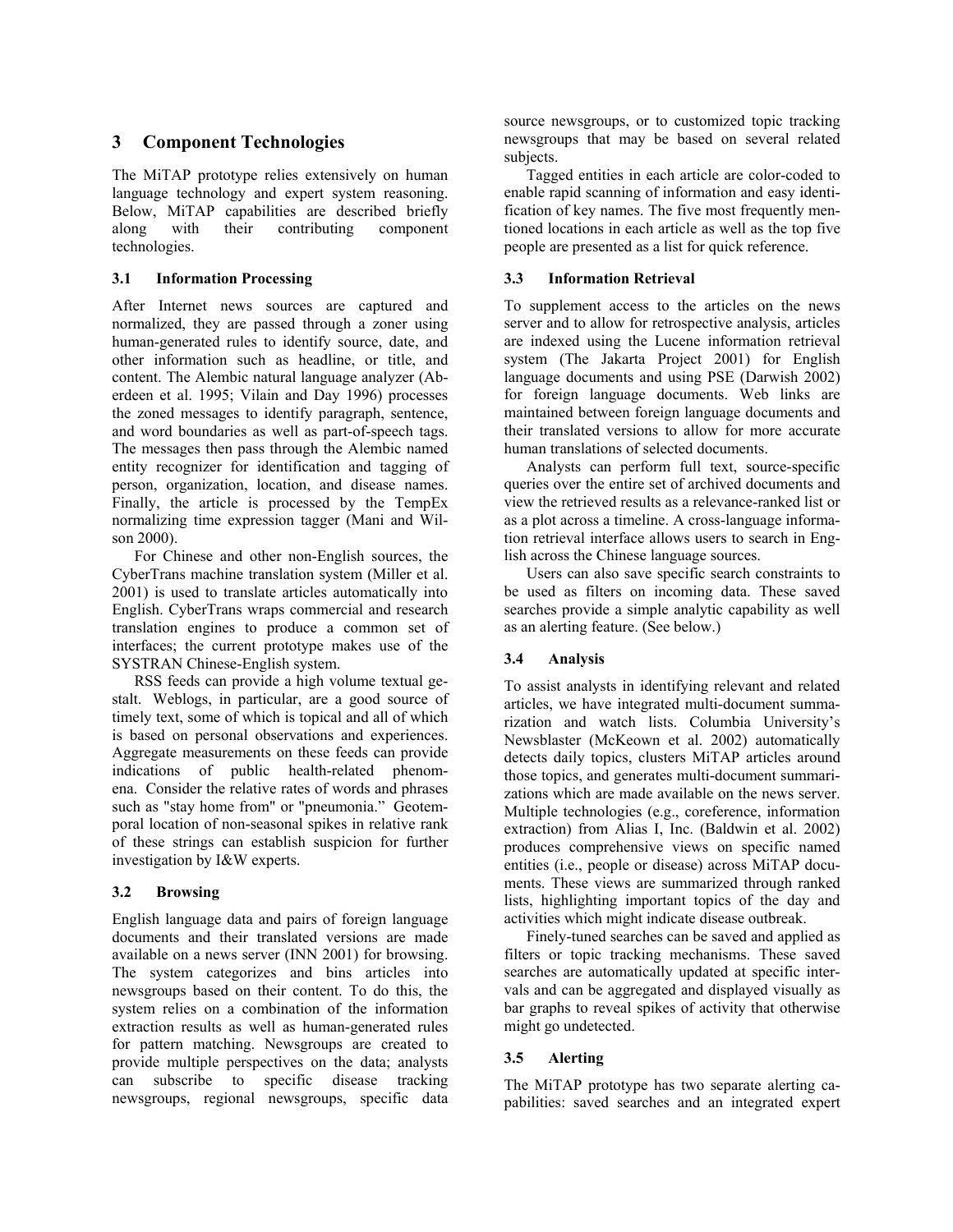## 3 Component Technologies

The MiTAP prototype relies extensively on human language technology and expert system reasoning. Below, MiTAP capabilities are described briefly along with their contributing component technologies.

### 3.1 Information Processing

After Internet news sources are captured and normalized, they are passed through a zoner using human-generated rules to identify source, date, and other information such as headline, or title, and content. The Alembic natural language analyzer (Aberdeen et al. 1995; Vilain and Day 1996) processes the zoned messages to identify paragraph, sentence, and word boundaries as well as part-of-speech tags. The messages then pass through the Alembic named entity recognizer for identification and tagging of person, organization, location, and disease names. Finally, the article is processed by the TempEx normalizing time expression tagger (Mani and Wilson 2000).

For Chinese and other non-English sources, the CyberTrans machine translation system (Miller et al. 2001) is used to translate articles automatically into English. CyberTrans wraps commercial and research translation engines to produce a common set of interfaces; the current prototype makes use of the SYSTRAN Chinese-English system.

RSS feeds can provide a high volume textual gestalt. Weblogs, in particular, are a good source of timely text, some of which is topical and all of which is based on personal observations and experiences. Aggregate measurements on these feeds can provide indications of public health-related phenomena. Consider the relative rates of words and phrases such as "stay home from" or "pneumonia." Geotemporal location of non-seasonal spikes in relative rank of these strings can establish suspicion for further investigation by I&W experts.

### 3.2 Browsing

English language data and pairs of foreign language documents and their translated versions are made available on a news server (INN 2001) for browsing. The system categorizes and bins articles into newsgroups based on their content. To do this, the system relies on a combination of the information extraction results as well as human-generated rules for pattern matching. Newsgroups are created to provide multiple perspectives on the data; analysts can subscribe to specific disease tracking newsgroups, regional newsgroups, specific data source newsgroups, or to customized topic tracking newsgroups that may be based on several related subjects.

Tagged entities in each article are color-coded to enable rapid scanning of information and easy identification of key names. The five most frequently mentioned locations in each article as well as the top five people are presented as a list for quick reference.

### 3.3 Information Retrieval

To supplement access to the articles on the news server and to allow for retrospective analysis, articles are indexed using the Lucene information retrieval system (The Jakarta Project 2001) for English language documents and using PSE (Darwish 2002) for foreign language documents. Web links are maintained between foreign language documents and their translated versions to allow for more accurate human translations of selected documents.

Analysts can perform full text, source-specific queries over the entire set of archived documents and view the retrieved results as a relevance-ranked list or as a plot across a timeline. A cross-language information retrieval interface allows users to search in English across the Chinese language sources.

Users can also save specific search constraints to be used as filters on incoming data. These saved searches provide a simple analytic capability as well as an alerting feature. (See below.)

### 3.4 Analysis

To assist analysts in identifying relevant and related articles, we have integrated multi-document summarization and watch lists. Columbia University's Newsblaster (McKeown et al. 2002) automatically detects daily topics, clusters MiTAP articles around those topics, and generates multi-document summarizations which are made available on the news server. Multiple technologies (e.g., coreference, information extraction) from Alias I, Inc. (Baldwin et al. 2002) produces comprehensive views on specific named entities (i.e., people or disease) across MiTAP documents. These views are summarized through ranked lists, highlighting important topics of the day and activities which might indicate disease outbreak.

Finely-tuned searches can be saved and applied as filters or topic tracking mechanisms. These saved searches are automatically updated at specific intervals and can be aggregated and displayed visually as bar graphs to reveal spikes of activity that otherwise might go undetected.

### 3.5 Alerting

The MiTAP prototype has two separate alerting capabilities: saved searches and an integrated expert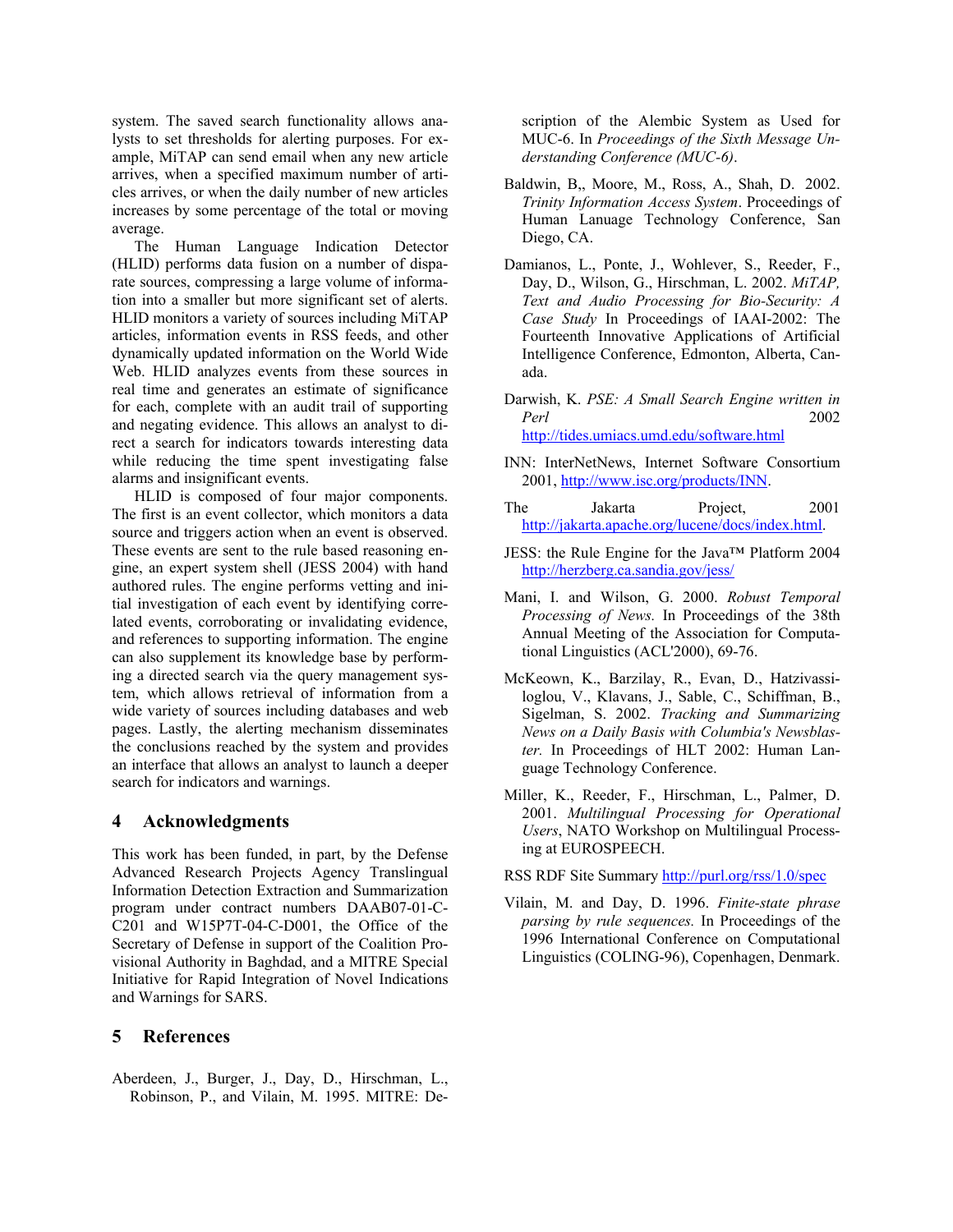system. The saved search functionality allows analysts to set thresholds for alerting purposes. For example, MiTAP can send email when any new article arrives, when a specified maximum number of articles arrives, or when the daily number of new articles increases by some percentage of the total or moving average.

The Human Language Indication Detector (HLID) performs data fusion on a number of disparate sources, compressing a large volume of information into a smaller but more significant set of alerts. HLID monitors a variety of sources including MiTAP articles, information events in RSS feeds, and other dynamically updated information on the World Wide Web. HLID analyzes events from these sources in real time and generates an estimate of significance for each, complete with an audit trail of supporting and negating evidence. This allows an analyst to direct a search for indicators towards interesting data while reducing the time spent investigating false alarms and insignificant events.

HLID is composed of four major components. The first is an event collector, which monitors a data source and triggers action when an event is observed. These events are sent to the rule based reasoning engine, an expert system shell (JESS 2004) with hand authored rules. The engine performs vetting and initial investigation of each event by identifying correlated events, corroborating or invalidating evidence, and references to supporting information. The engine can also supplement its knowledge base by performing a directed search via the query management system, which allows retrieval of information from a wide variety of sources including databases and web pages. Lastly, the alerting mechanism disseminates the conclusions reached by the system and provides an interface that allows an analyst to launch a deeper search for indicators and warnings.

## 4 Acknowledgments

This work has been funded, in part, by the Defense Advanced Research Projects Agency Translingual Information Detection Extraction and Summarization program under contract numbers DAAB07-01-C-C201 and W15P7T-04-C-D001, the Office of the Secretary of Defense in support of the Coalition Provisional Authority in Baghdad, and a MITRE Special Initiative for Rapid Integration of Novel Indications and Warnings for SARS.

## 5 References

Aberdeen, J., Burger, J., Day, D., Hirschman, L., Robinson, P., and Vilain, M. 1995. MITRE: Description of the Alembic System as Used for MUC-6. In *Proceedings of the Sixth Message Understanding Conference (MUC-6)*.

Baldwin, B,, Moore, M., Ross, A., Shah, D. 2002. *Trinity Information Access System*. Proceedings of Human Lanuage Technology Conference, San Diego, CA.

Damianos, L., Ponte, J., Wohlever, S., Reeder, F., Day, D., Wilson, G., Hirschman, L. 2002. *MiTAP, Text and Audio Processing for Bio-Security: A Case Study* In Proceedings of IAAI-2002: The Fourteenth Innovative Applications of Artificial Intelligence Conference, Edmonton, Alberta, Canada.

Darwish, K. *PSE: A Small Search Engine written in Perl* 2002 http://tides.umiacs.umd.edu/software.html

INN: InterNetNews, Internet Software Consortium 2001, http://www.isc.org/products/INN.

The Jakarta Project, 2001 http://jakarta.apache.org/lucene/docs/index.html.

JESS: the Rule Engine for the Java™ Platform 2004 http://herzberg.ca.sandia.gov/jess/

Mani, I. and Wilson, G. 2000. *Robust Temporal Processing of News.* In Proceedings of the 38th Annual Meeting of the Association for Computational Linguistics (ACL'2000), 69-76.

McKeown, K., Barzilay, R., Evan, D., Hatzivassiloglou, V., Klavans, J., Sable, C., Schiffman, B., Sigelman, S. 2002. *Tracking and Summarizing News on a Daily Basis with Columbia's Newsblaster.* In Proceedings of HLT 2002: Human Language Technology Conference.

Miller, K., Reeder, F., Hirschman, L., Palmer, D. 2001. *Multilingual Processing for Operational Users*, NATO Workshop on Multilingual Processing at EUROSPEECH.

RSS RDF Site Summary http://purl.org/rss/1.0/spec

Vilain, M. and Day, D. 1996. *Finite-state phrase parsing by rule sequences.* In Proceedings of the 1996 International Conference on Computational Linguistics (COLING-96), Copenhagen, Denmark.